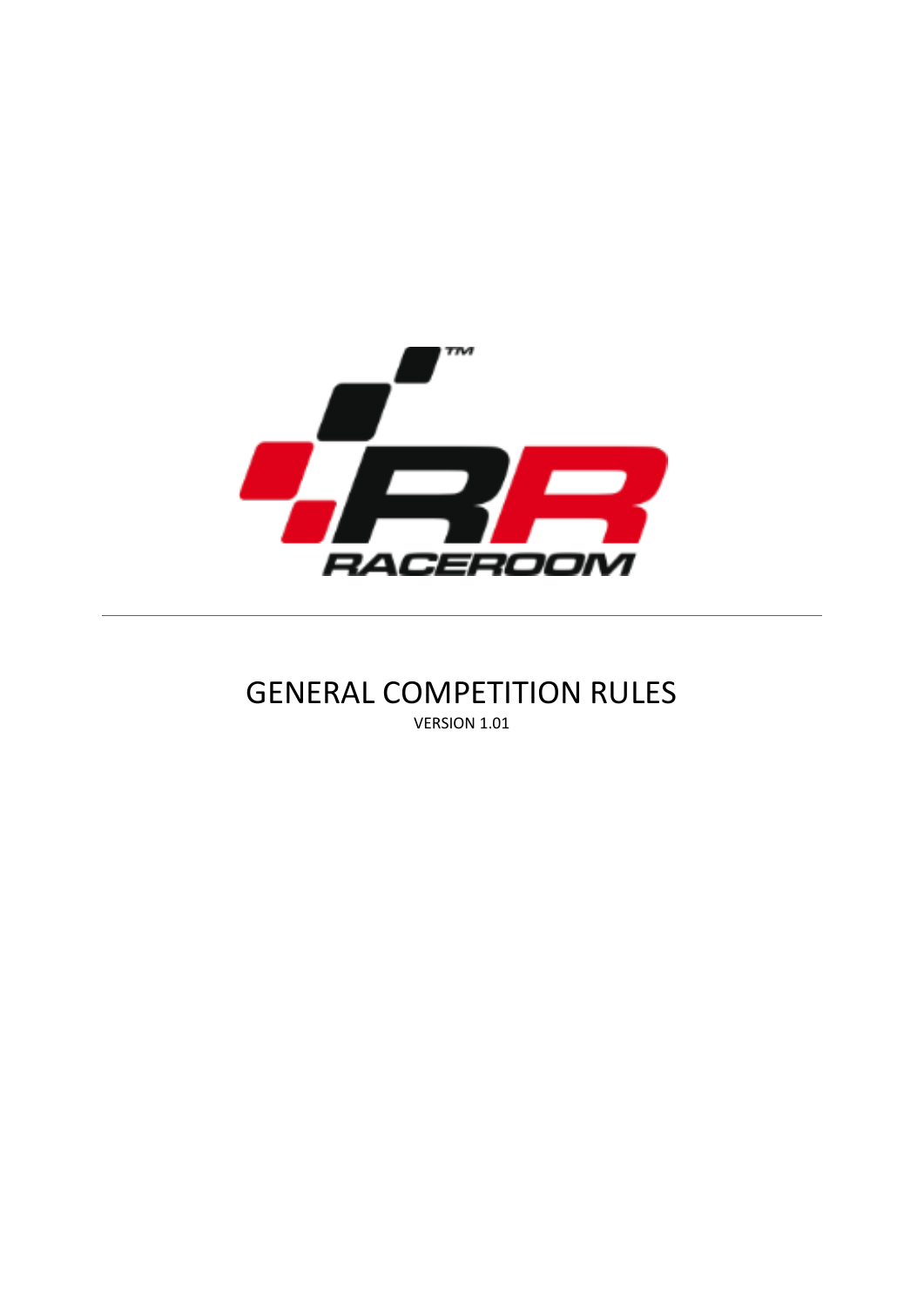# GENERAL COMPETITION RULES

VERSION 1.01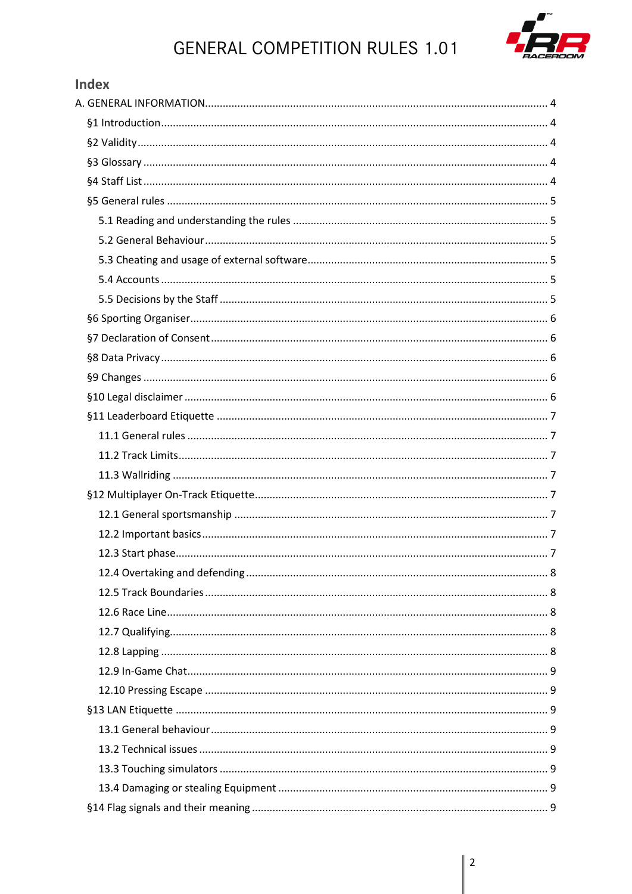## Index

A. GENERAL INFORMATION .................................................... 4

- §1 Introduction .................................................... 4
- §2 Validity .................................................... 4
- §3 Glossary .................................................... 4
- §4 Staff List .................................................... 4
- §5 General rules .................................................... 5
  - 5.1 Reading and understanding the rules .................................................... 5
  - 5.2 General Behaviour .................................................... 5
  - 5.3 Cheating and usage of external software .................................................... 5
  - 5.4 Accounts .................................................... 5
  - 5.5 Decisions by the Staff .................................................... 5
- §6 Sporting Organiser .................................................... 6
- §7 Declaration of Consent .................................................... 6
- §8 Data Privacy .................................................... 6
- §9 Changes .................................................... 6
- §10 Legal disclaimer .................................................... 6
- §11 Leaderboard Etiquette .................................................... 7
  - 11.1 General rules .................................................... 7
  - 11.2 Track Limits .................................................... 7
  - 11.3 Wallriding .................................................... 7
- §12 Multiplayer On-Track Etiquette .................................................... 7
  - 12.1 General sportsmanship .................................................... 7
  - 12.2 Important basics .................................................... 7
  - 12.3 Start phase .................................................... 7
  - 12.4 Overtaking and defending .................................................... 8
  - 12.5 Track Boundaries .................................................... 8
  - 12.6 Race Line .................................................... 8
  - 12.7 Qualifying .................................................... 8
  - 12.8 Lapping .................................................... 8
  - 12.9 In-Game Chat .................................................... 9
  - 12.10 Pressing Escape .................................................... 9
- §13 LAN Etiquette .................................................... 9
  - 13.1 General behaviour .................................................... 9
  - 13.2 Technical issues .................................................... 9
  - 13.3 Touching simulators .................................................... 9
  - 13.4 Damaging or stealing Equipment .................................................... 9
- §14 Flag signals and their meaning .................................................... 9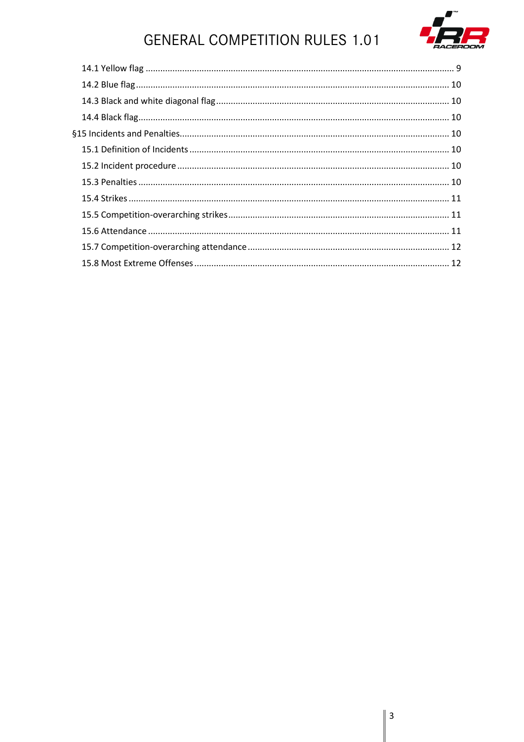14.1 Yellow flag ........................................................................................................................ 9

14.2 Blue flag............................................................................................................................ 10

14.3 Black and white diagonal flag........................................................................................... 10

14.4 Black flag.......................................................................................................................... 10

§15 Incidents and Penalties....................................................................................................... 10

15.1 Definition of Incidents ...................................................................................................... 10

15.2 Incident procedure .......................................................................................................... 10

15.3 Penalties .......................................................................................................................... 10

15.4 Strikes .............................................................................................................................. 11

15.5 Competition-overarching strikes...................................................................................... 11

15.6 Attendance ...................................................................................................................... 11

15.7 Competition-overarching attendance .............................................................................. 12

15.8 Most Extreme Offenses .................................................................................................... 12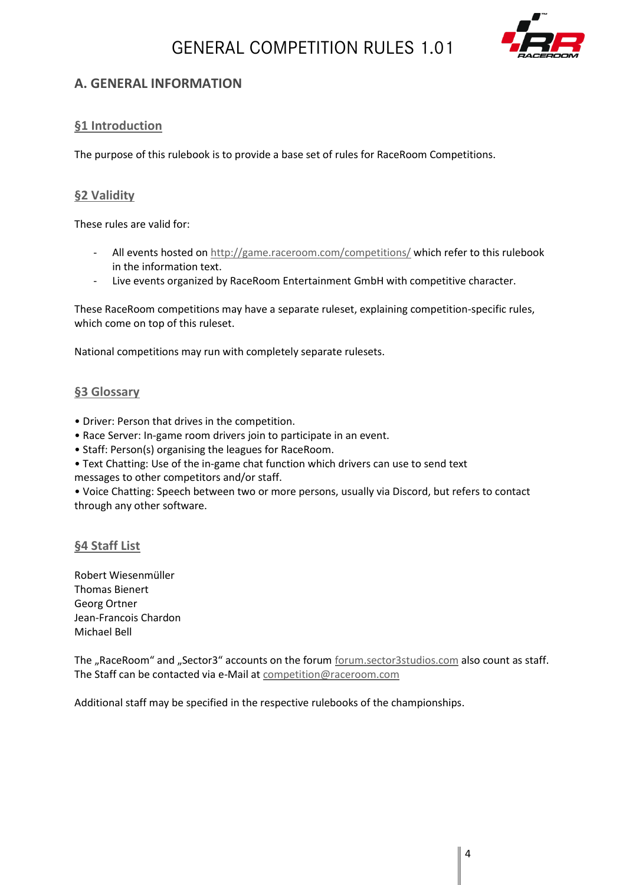## A. GENERAL INFORMATION

### §1 Introduction

The purpose of this rulebook is to provide a base set of rules for RaceRoom Competitions.

### §2 Validity

These rules are valid for:

- All events hosted on http://game.raceroom.com/competitions/ which refer to this rulebook in the information text.
- Live events organized by RaceRoom Entertainment GmbH with competitive character.

These RaceRoom competitions may have a separate ruleset, explaining competition-specific rules, which come on top of this ruleset.

National competitions may run with completely separate rulesets.

### §3 Glossary

- Driver: Person that drives in the competition.
- Race Server: In-game room drivers join to participate in an event.
- Staff: Person(s) organising the leagues for RaceRoom.
- Text Chatting: Use of the in-game chat function which drivers can use to send text messages to other competitors and/or staff.
- Voice Chatting: Speech between two or more persons, usually via Discord, but refers to contact through any other software.

### §4 Staff List

Robert Wiesenmüller
Thomas Bienert
Georg Ortner
Jean-Francois Chardon
Michael Bell

The „RaceRoom“ and „Sector3“ accounts on the forum forum.sector3studios.com also count as staff.
The Staff can be contacted via e-Mail at competition@raceroom.com

Additional staff may be specified in the respective rulebooks of the championships.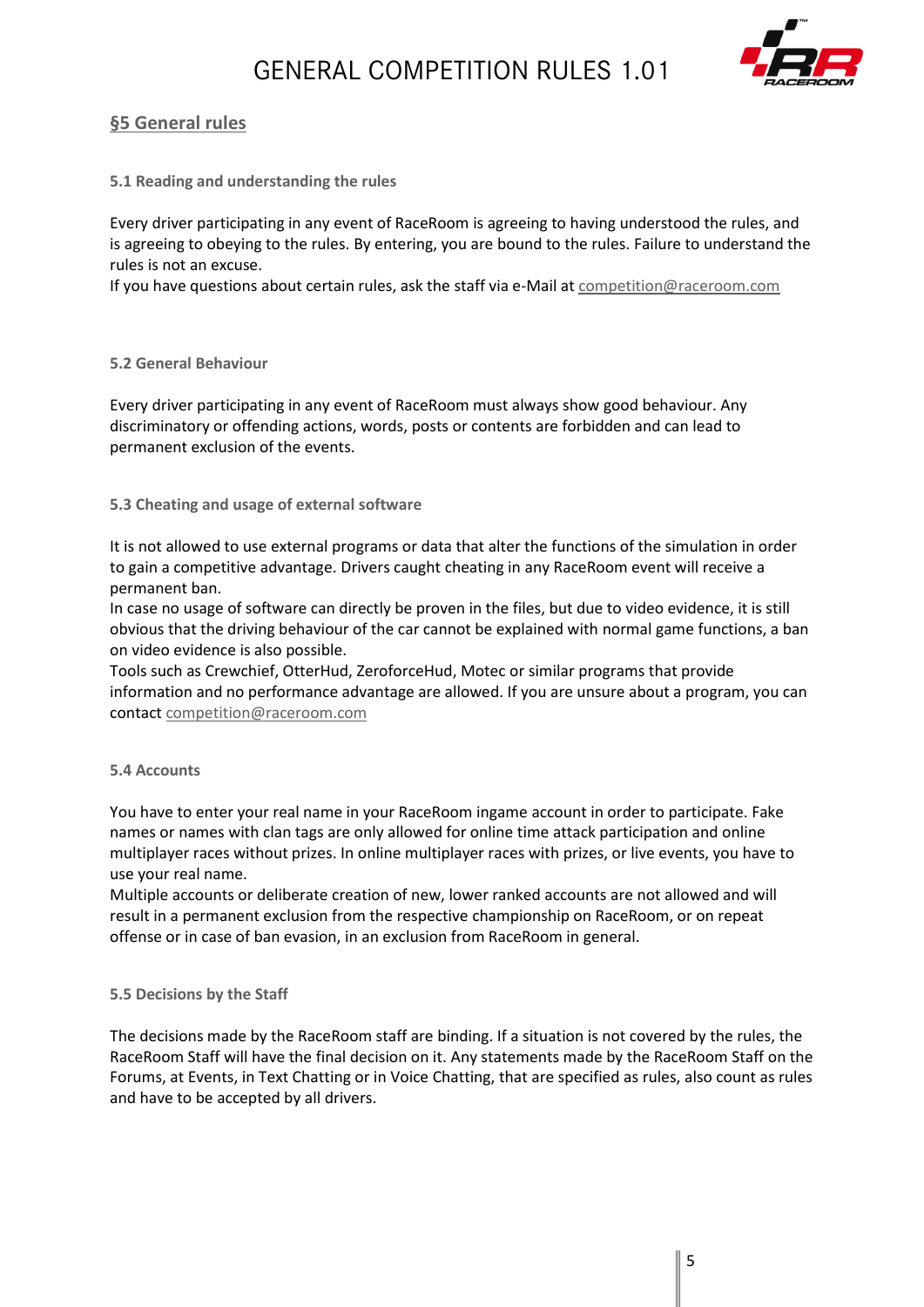## §5 General rules

### 5.1 Reading and understanding the rules

Every driver participating in any event of RaceRoom is agreeing to having understood the rules, and is agreeing to obeying to the rules. By entering, you are bound to the rules. Failure to understand the rules is not an excuse.
If you have questions about certain rules, ask the staff via e-Mail at competition@raceroom.com

### 5.2 General Behaviour

Every driver participating in any event of RaceRoom must always show good behaviour. Any discriminatory or offending actions, words, posts or contents are forbidden and can lead to permanent exclusion of the events.

### 5.3 Cheating and usage of external software

It is not allowed to use external programs or data that alter the functions of the simulation in order to gain a competitive advantage. Drivers caught cheating in any RaceRoom event will receive a permanent ban.
In case no usage of software can directly be proven in the files, but due to video evidence, it is still obvious that the driving behaviour of the car cannot be explained with normal game functions, a ban on video evidence is also possible.
Tools such as Crewchief, OtterHud, ZeroforceHud, Motec or similar programs that provide information and no performance advantage are allowed. If you are unsure about a program, you can contact competition@raceroom.com

### 5.4 Accounts

You have to enter your real name in your RaceRoom ingame account in order to participate. Fake names or names with clan tags are only allowed for online time attack participation and online multiplayer races without prizes. In online multiplayer races with prizes, or live events, you have to use your real name.
Multiple accounts or deliberate creation of new, lower ranked accounts are not allowed and will result in a permanent exclusion from the respective championship on RaceRoom, or on repeat offense or in case of ban evasion, in an exclusion from RaceRoom in general.

### 5.5 Decisions by the Staff

The decisions made by the RaceRoom staff are binding. If a situation is not covered by the rules, the RaceRoom Staff will have the final decision on it. Any statements made by the RaceRoom Staff on the Forums, at Events, in Text Chatting or in Voice Chatting, that are specified as rules, also count as rules and have to be accepted by all drivers.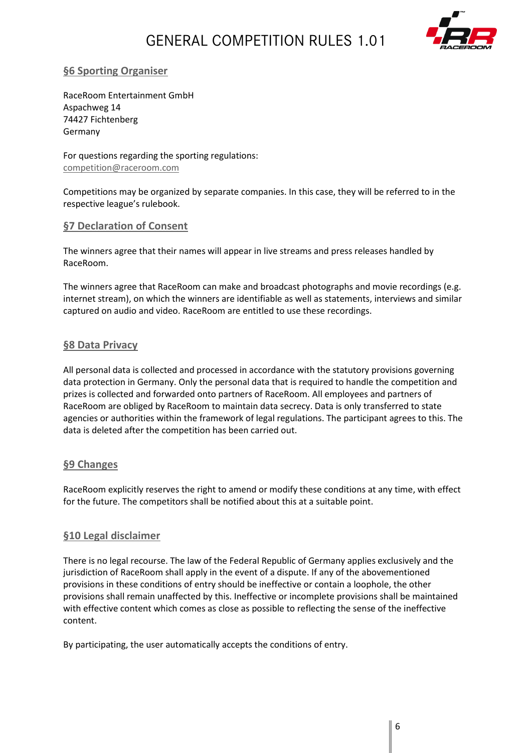## §6 Sporting Organiser

RaceRoom Entertainment GmbH
Aspachweg 14
74427 Fichtenberg
Germany

For questions regarding the sporting regulations:
competition@raceroom.com

Competitions may be organized by separate companies. In this case, they will be referred to in the respective league's rulebook.

## §7 Declaration of Consent

The winners agree that their names will appear in live streams and press releases handled by RaceRoom.

The winners agree that RaceRoom can make and broadcast photographs and movie recordings (e.g. internet stream), on which the winners are identifiable as well as statements, interviews and similar captured on audio and video. RaceRoom are entitled to use these recordings.

## §8 Data Privacy

All personal data is collected and processed in accordance with the statutory provisions governing data protection in Germany. Only the personal data that is required to handle the competition and prizes is collected and forwarded onto partners of RaceRoom. All employees and partners of RaceRoom are obliged by RaceRoom to maintain data secrecy. Data is only transferred to state agencies or authorities within the framework of legal regulations. The participant agrees to this. The data is deleted after the competition has been carried out.

## §9 Changes

RaceRoom explicitly reserves the right to amend or modify these conditions at any time, with effect for the future. The competitors shall be notified about this at a suitable point.

## §10 Legal disclaimer

There is no legal recourse. The law of the Federal Republic of Germany applies exclusively and the jurisdiction of RaceRoom shall apply in the event of a dispute. If any of the abovementioned provisions in these conditions of entry should be ineffective or contain a loophole, the other provisions shall remain unaffected by this. Ineffective or incomplete provisions shall be maintained with effective content which comes as close as possible to reflecting the sense of the ineffective content.

By participating, the user automatically accepts the conditions of entry.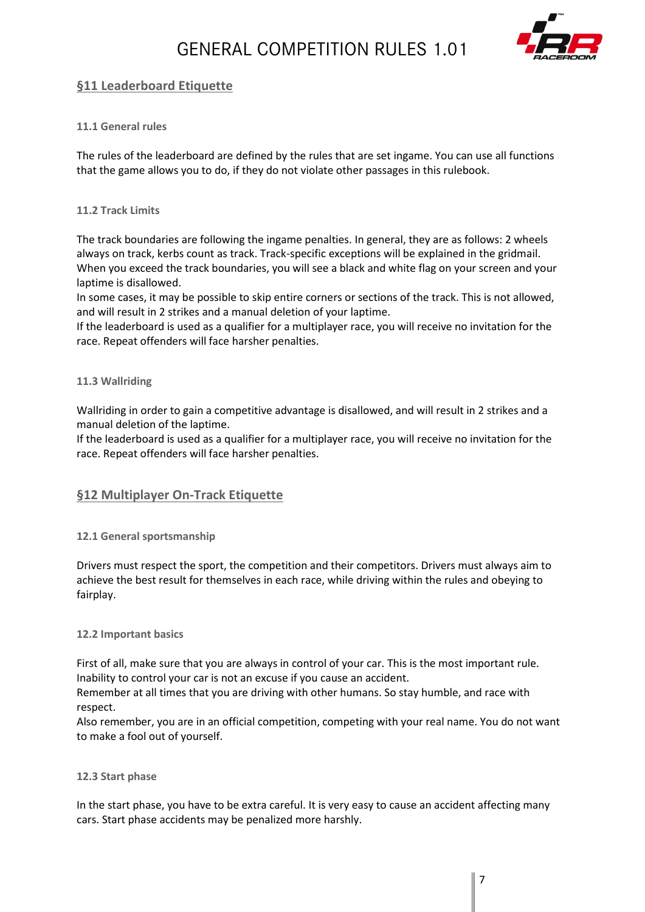## §11 Leaderboard Etiquette

### 11.1 General rules

The rules of the leaderboard are defined by the rules that are set ingame. You can use all functions that the game allows you to do, if they do not violate other passages in this rulebook.

### 11.2 Track Limits

The track boundaries are following the ingame penalties. In general, they are as follows: 2 wheels always on track, kerbs count as track. Track-specific exceptions will be explained in the gridmail. When you exceed the track boundaries, you will see a black and white flag on your screen and your laptime is disallowed.
In some cases, it may be possible to skip entire corners or sections of the track. This is not allowed, and will result in 2 strikes and a manual deletion of your laptime.
If the leaderboard is used as a qualifier for a multiplayer race, you will receive no invitation for the race. Repeat offenders will face harsher penalties.

### 11.3 Wallriding

Wallriding in order to gain a competitive advantage is disallowed, and will result in 2 strikes and a manual deletion of the laptime.
If the leaderboard is used as a qualifier for a multiplayer race, you will receive no invitation for the race. Repeat offenders will face harsher penalties.

## §12 Multiplayer On-Track Etiquette

### 12.1 General sportsmanship

Drivers must respect the sport, the competition and their competitors. Drivers must always aim to achieve the best result for themselves in each race, while driving within the rules and obeying to fairplay.

### 12.2 Important basics

First of all, make sure that you are always in control of your car. This is the most important rule. Inability to control your car is not an excuse if you cause an accident.
Remember at all times that you are driving with other humans. So stay humble, and race with respect.
Also remember, you are in an official competition, competing with your real name. You do not want to make a fool out of yourself.

### 12.3 Start phase

In the start phase, you have to be extra careful. It is very easy to cause an accident affecting many cars. Start phase accidents may be penalized more harshly.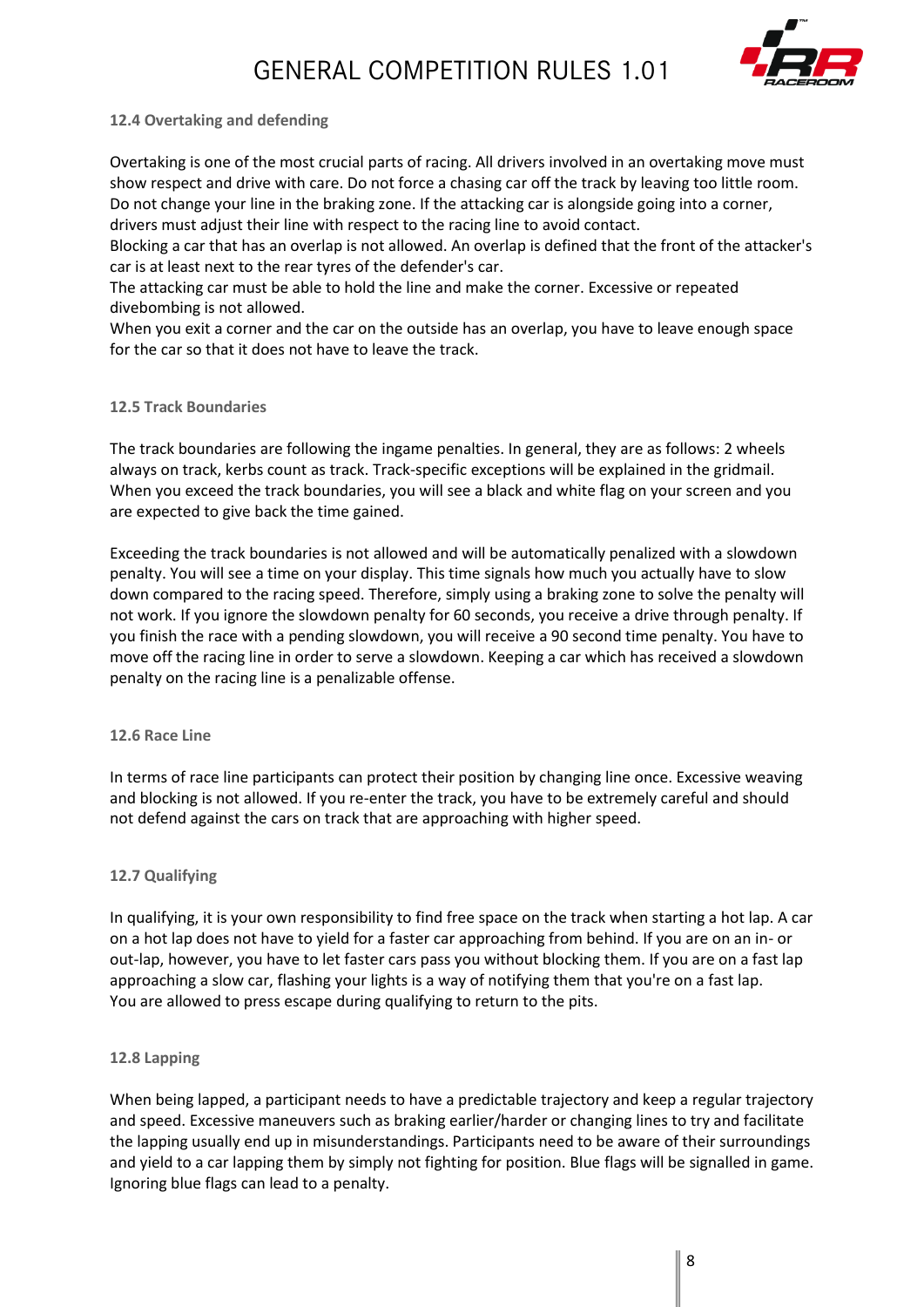### 12.4 Overtaking and defending

Overtaking is one of the most crucial parts of racing. All drivers involved in an overtaking move must show respect and drive with care. Do not force a chasing car off the track by leaving too little room. Do not change your line in the braking zone. If the attacking car is alongside going into a corner, drivers must adjust their line with respect to the racing line to avoid contact.
Blocking a car that has an overlap is not allowed. An overlap is defined that the front of the attacker's car is at least next to the rear tyres of the defender's car.
The attacking car must be able to hold the line and make the corner. Excessive or repeated divebombing is not allowed.
When you exit a corner and the car on the outside has an overlap, you have to leave enough space for the car so that it does not have to leave the track.

### 12.5 Track Boundaries

The track boundaries are following the ingame penalties. In general, they are as follows: 2 wheels always on track, kerbs count as track. Track-specific exceptions will be explained in the gridmail. When you exceed the track boundaries, you will see a black and white flag on your screen and you are expected to give back the time gained.

Exceeding the track boundaries is not allowed and will be automatically penalized with a slowdown penalty. You will see a time on your display. This time signals how much you actually have to slow down compared to the racing speed. Therefore, simply using a braking zone to solve the penalty will not work. If you ignore the slowdown penalty for 60 seconds, you receive a drive through penalty. If you finish the race with a pending slowdown, you will receive a 90 second time penalty. You have to move off the racing line in order to serve a slowdown. Keeping a car which has received a slowdown penalty on the racing line is a penalizable offense.

### 12.6 Race Line

In terms of race line participants can protect their position by changing line once. Excessive weaving and blocking is not allowed. If you re-enter the track, you have to be extremely careful and should not defend against the cars on track that are approaching with higher speed.

### 12.7 Qualifying

In qualifying, it is your own responsibility to find free space on the track when starting a hot lap. A car on a hot lap does not have to yield for a faster car approaching from behind. If you are on an in- or out-lap, however, you have to let faster cars pass you without blocking them. If you are on a fast lap approaching a slow car, flashing your lights is a way of notifying them that you're on a fast lap.
You are allowed to press escape during qualifying to return to the pits.

### 12.8 Lapping

When being lapped, a participant needs to have a predictable trajectory and keep a regular trajectory and speed. Excessive maneuvers such as braking earlier/harder or changing lines to try and facilitate the lapping usually end up in misunderstandings. Participants need to be aware of their surroundings and yield to a car lapping them by simply not fighting for position. Blue flags will be signalled in game. Ignoring blue flags can lead to a penalty.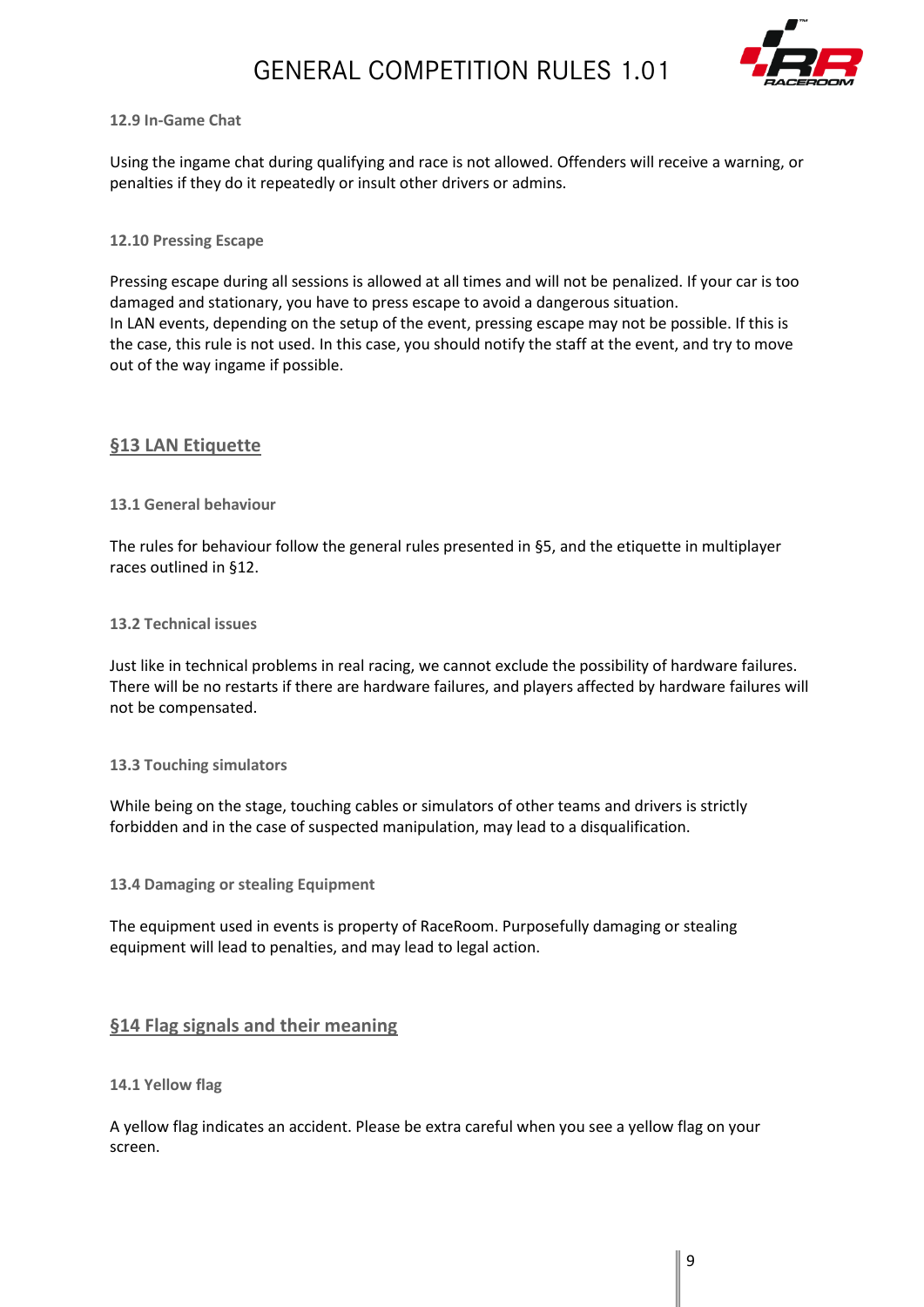#### 12.9 In-Game Chat

Using the ingame chat during qualifying and race is not allowed. Offenders will receive a warning, or penalties if they do it repeatedly or insult other drivers or admins.

#### 12.10 Pressing Escape

Pressing escape during all sessions is allowed at all times and will not be penalized. If your car is too damaged and stationary, you have to press escape to avoid a dangerous situation.
In LAN events, depending on the setup of the event, pressing escape may not be possible. If this is the case, this rule is not used. In this case, you should notify the staff at the event, and try to move out of the way ingame if possible.

## §13 LAN Etiquette

#### 13.1 General behaviour

The rules for behaviour follow the general rules presented in §5, and the etiquette in multiplayer races outlined in §12.

#### 13.2 Technical issues

Just like in technical problems in real racing, we cannot exclude the possibility of hardware failures. There will be no restarts if there are hardware failures, and players affected by hardware failures will not be compensated.

#### 13.3 Touching simulators

While being on the stage, touching cables or simulators of other teams and drivers is strictly forbidden and in the case of suspected manipulation, may lead to a disqualification.

#### 13.4 Damaging or stealing Equipment

The equipment used in events is property of RaceRoom. Purposefully damaging or stealing equipment will lead to penalties, and may lead to legal action.

## §14 Flag signals and their meaning

#### 14.1 Yellow flag

A yellow flag indicates an accident. Please be extra careful when you see a yellow flag on your screen.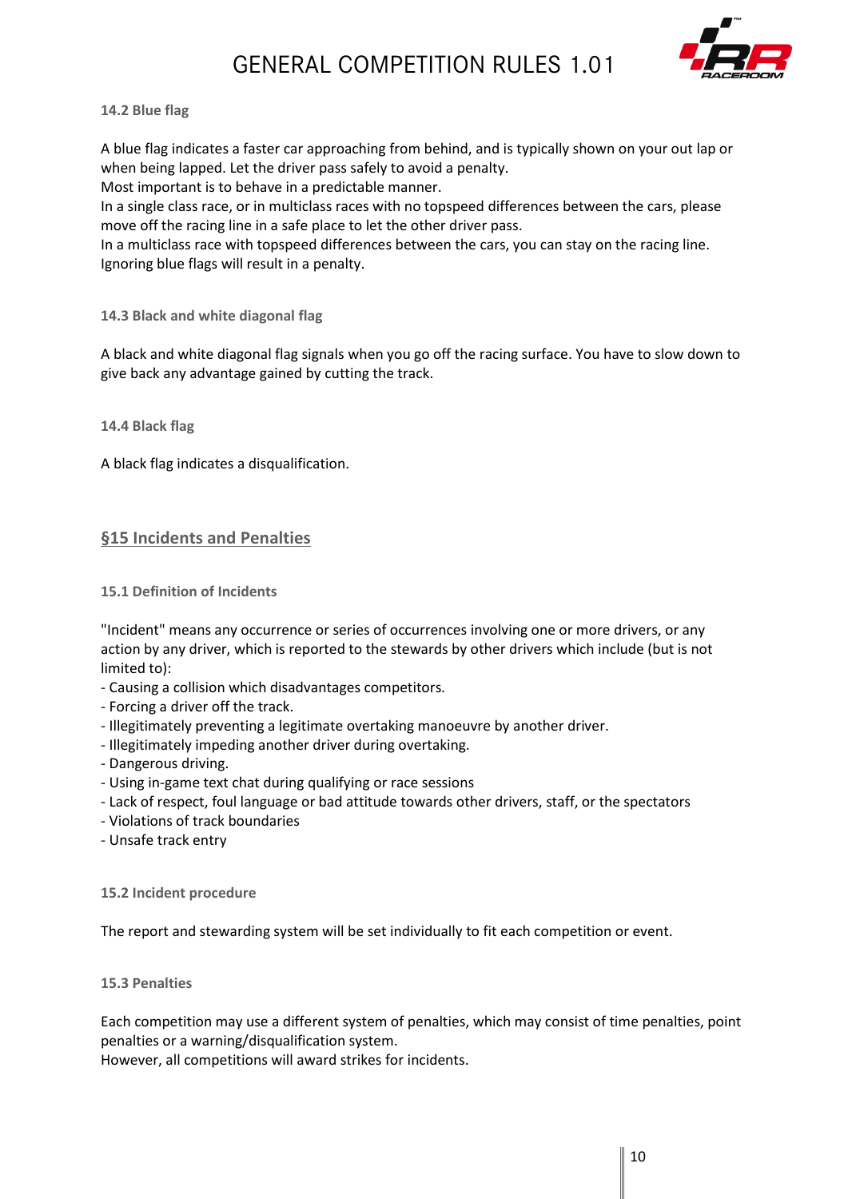### 14.2 Blue flag

A blue flag indicates a faster car approaching from behind, and is typically shown on your out lap or when being lapped. Let the driver pass safely to avoid a penalty.
Most important is to behave in a predictable manner.
In a single class race, or in multiclass races with no topspeed differences between the cars, please move off the racing line in a safe place to let the other driver pass.
In a multiclass race with topspeed differences between the cars, you can stay on the racing line.
Ignoring blue flags will result in a penalty.

### 14.3 Black and white diagonal flag

A black and white diagonal flag signals when you go off the racing surface. You have to slow down to give back any advantage gained by cutting the track.

### 14.4 Black flag

A black flag indicates a disqualification.

## §15 Incidents and Penalties

### 15.1 Definition of Incidents

"Incident" means any occurrence or series of occurrences involving one or more drivers, or any action by any driver, which is reported to the stewards by other drivers which include (but is not limited to):
- Causing a collision which disadvantages competitors.
- Forcing a driver off the track.
- Illegitimately preventing a legitimate overtaking manoeuvre by another driver.
- Illegitimately impeding another driver during overtaking.
- Dangerous driving.
- Using in-game text chat during qualifying or race sessions
- Lack of respect, foul language or bad attitude towards other drivers, staff, or the spectators
- Violations of track boundaries
- Unsafe track entry

### 15.2 Incident procedure

The report and stewarding system will be set individually to fit each competition or event.

### 15.3 Penalties

Each competition may use a different system of penalties, which may consist of time penalties, point penalties or a warning/disqualification system.
However, all competitions will award strikes for incidents.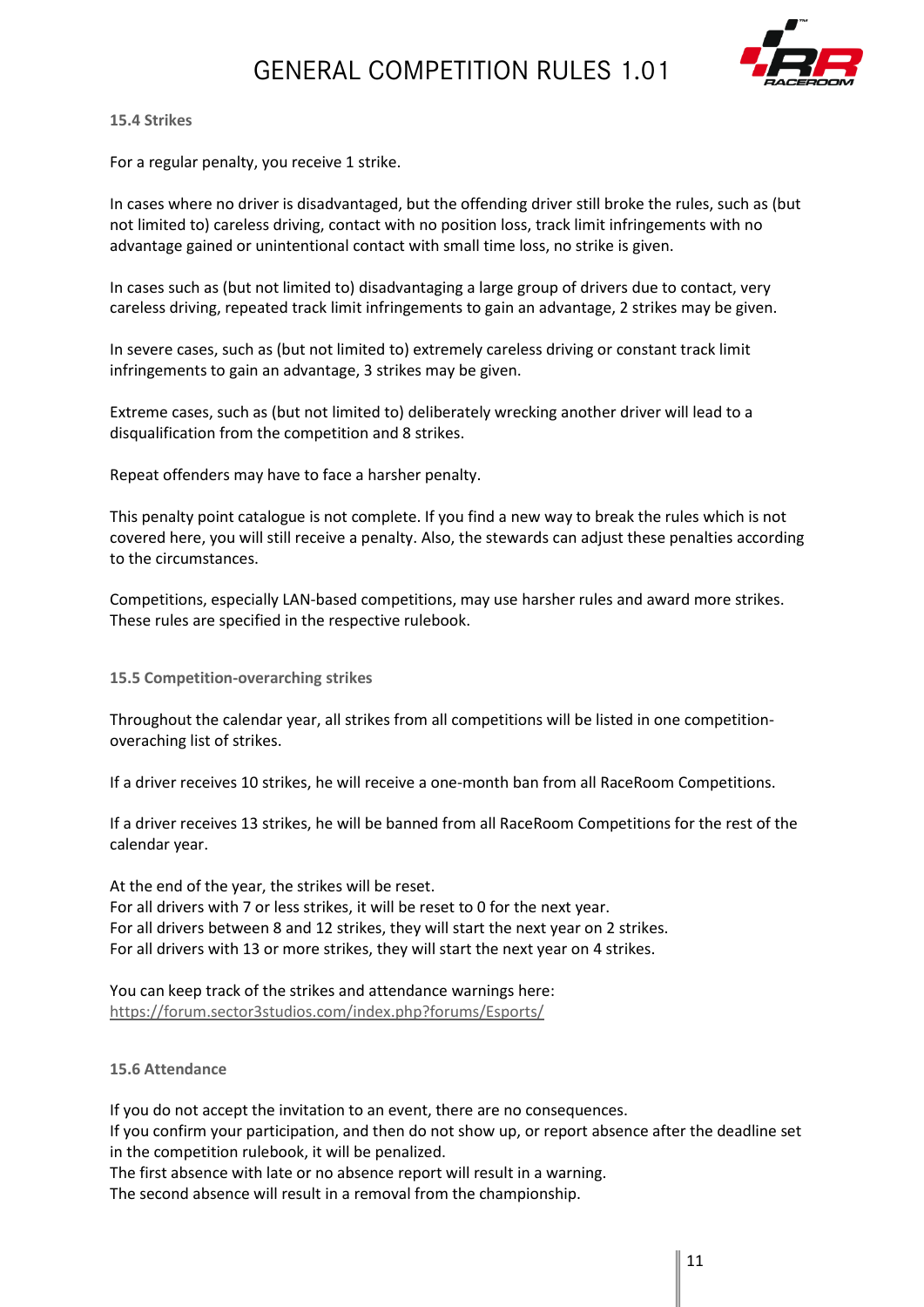### 15.4 Strikes

For a regular penalty, you receive 1 strike.

In cases where no driver is disadvantaged, but the offending driver still broke the rules, such as (but not limited to) careless driving, contact with no position loss, track limit infringements with no advantage gained or unintentional contact with small time loss, no strike is given.

In cases such as (but not limited to) disadvantaging a large group of drivers due to contact, very careless driving, repeated track limit infringements to gain an advantage, 2 strikes may be given.

In severe cases, such as (but not limited to) extremely careless driving or constant track limit infringements to gain an advantage, 3 strikes may be given.

Extreme cases, such as (but not limited to) deliberately wrecking another driver will lead to a disqualification from the competition and 8 strikes.

Repeat offenders may have to face a harsher penalty.

This penalty point catalogue is not complete. If you find a new way to break the rules which is not covered here, you will still receive a penalty. Also, the stewards can adjust these penalties according to the circumstances.

Competitions, especially LAN-based competitions, may use harsher rules and award more strikes. These rules are specified in the respective rulebook.

### 15.5 Competition-overarching strikes

Throughout the calendar year, all strikes from all competitions will be listed in one competition-overaching list of strikes.

If a driver receives 10 strikes, he will receive a one-month ban from all RaceRoom Competitions.

If a driver receives 13 strikes, he will be banned from all RaceRoom Competitions for the rest of the calendar year.

At the end of the year, the strikes will be reset.
For all drivers with 7 or less strikes, it will be reset to 0 for the next year.
For all drivers between 8 and 12 strikes, they will start the next year on 2 strikes.
For all drivers with 13 or more strikes, they will start the next year on 4 strikes.

You can keep track of the strikes and attendance warnings here:
https://forum.sector3studios.com/index.php?forums/Esports/

### 15.6 Attendance

If you do not accept the invitation to an event, there are no consequences.
If you confirm your participation, and then do not show up, or report absence after the deadline set in the competition rulebook, it will be penalized.
The first absence with late or no absence report will result in a warning.
The second absence will result in a removal from the championship.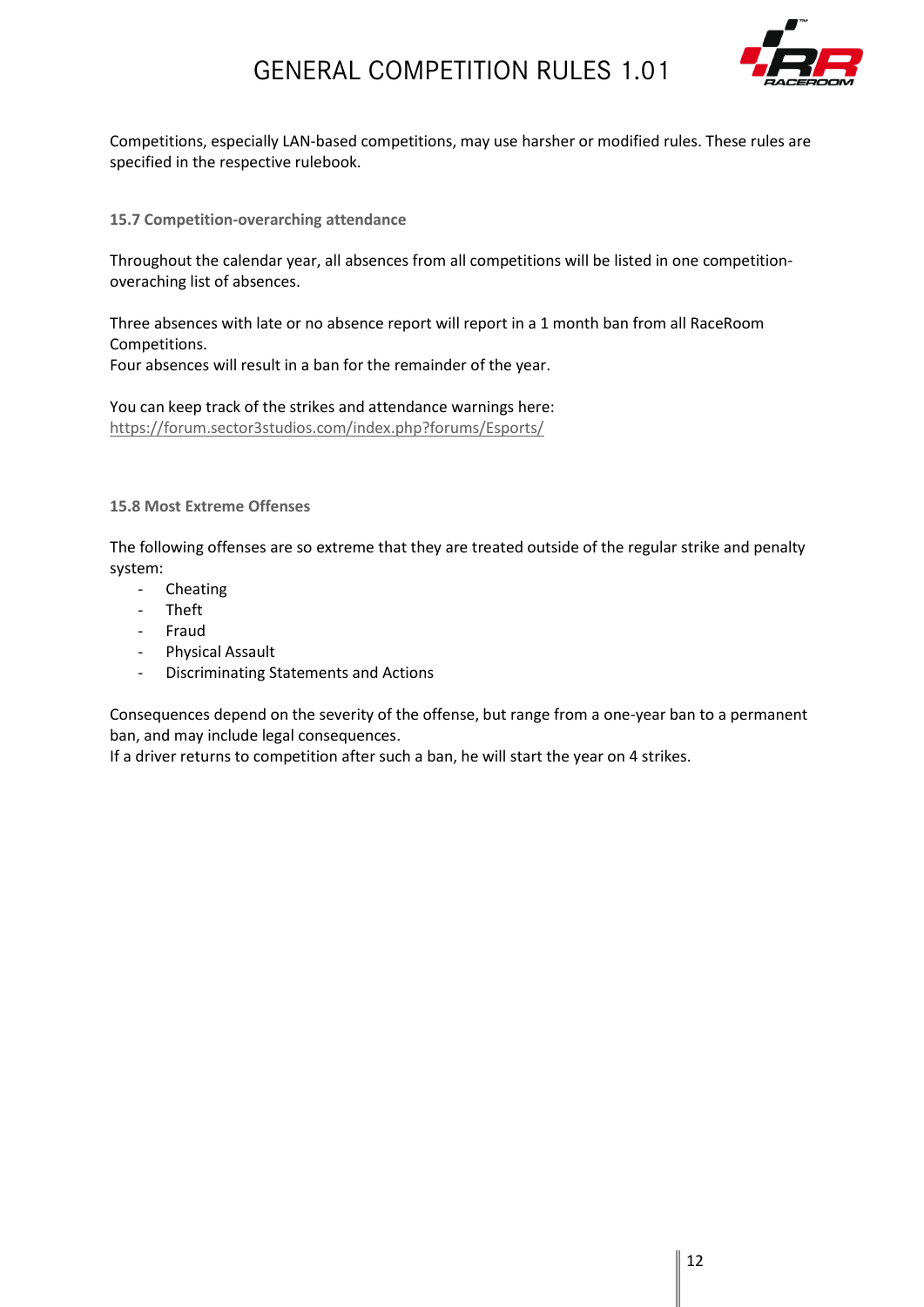Competitions, especially LAN-based competitions, may use harsher or modified rules. These rules are specified in the respective rulebook.

### 15.7 Competition-overarching attendance

Throughout the calendar year, all absences from all competitions will be listed in one competition-overaching list of absences.

Three absences with late or no absence report will report in a 1 month ban from all RaceRoom Competitions.
Four absences will result in a ban for the remainder of the year.

You can keep track of the strikes and attendance warnings here:
https://forum.sector3studios.com/index.php?forums/Esports/

### 15.8 Most Extreme Offenses

The following offenses are so extreme that they are treated outside of the regular strike and penalty system:

- Cheating
- Theft
- Fraud
- Physical Assault
- Discriminating Statements and Actions

Consequences depend on the severity of the offense, but range from a one-year ban to a permanent ban, and may include legal consequences.
If a driver returns to competition after such a ban, he will start the year on 4 strikes.